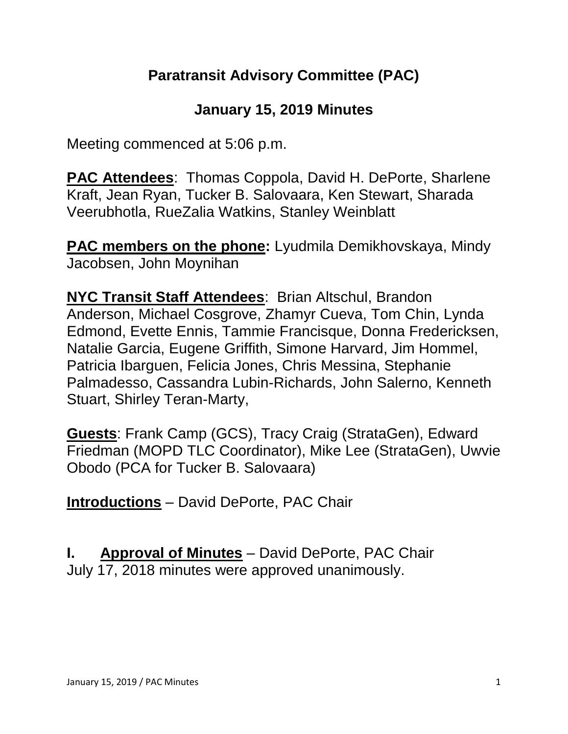# Paratransit Advisory Committee (PAC)

## January 15, 2019 Minutes

Meeting commenced at 5:06 p.m.

**PAC Attendees**: Thomas Coppola, David H. DePorte, Sharlene Kraft, Jean Ryan, Tucker B. Salovaara, Ken Stewart, Sharada Veerubhotla, RueZalia Watkins, Stanley Weinblatt

**PAC members on the phone:** Lyudmila Demikhovskaya, Mindy Jacobsen, John Moynihan

**NYC Transit Staff Attendees**: Brian Altschul, Brandon Anderson, Michael Cosgrove, Zhamyr Cueva, Tom Chin, Lynda Edmond, Evette Ennis, Tammie Francisque, Donna Fredericksen, Natalie Garcia, Eugene Griffith, Simone Harvard, Jim Hommel, Patricia Ibarguen, Felicia Jones, Chris Messina, Stephanie Palmadesso, Cassandra Lubin-Richards, John Salerno, Kenneth Stuart, Shirley Teran-Marty,

**Guests**: Frank Camp (GCS), Tracy Craig (StrataGen), Edward Friedman (MOPD TLC Coordinator), Mike Lee (StrataGen), Uwvie Obodo (PCA for Tucker B. Salovaara)

**Introductions** – David DePorte, PAC Chair

**I. Approval of Minutes** – David DePorte, PAC Chair

July 17, 2018 minutes were approved unanimously.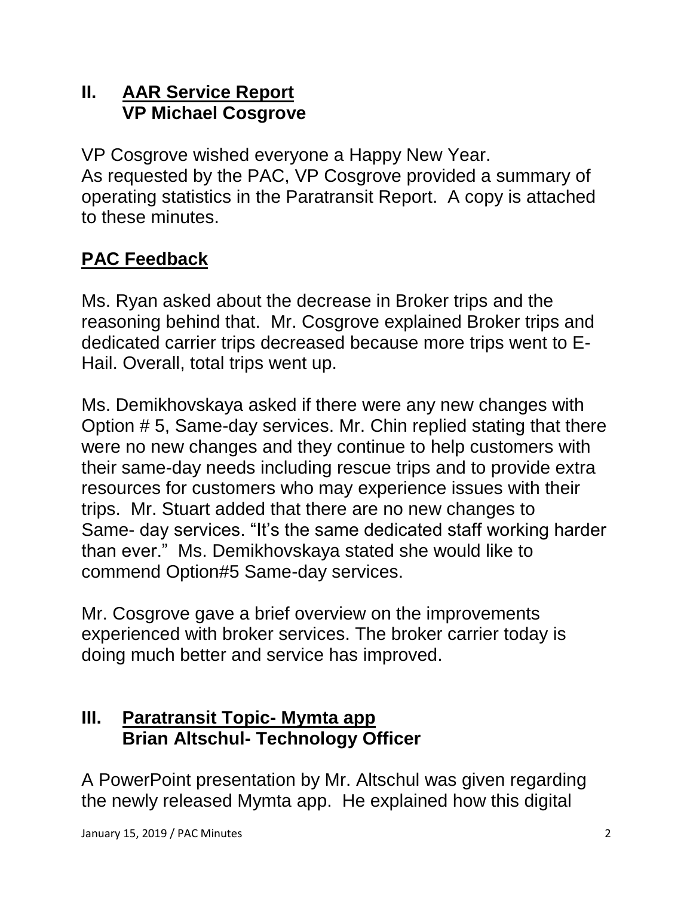## II. AAR Service Report
**VP Michael Cosgrove**

VP Cosgrove wished everyone a Happy New Year.
As requested by the PAC, VP Cosgrove provided a summary of operating statistics in the Paratransit Report. A copy is attached to these minutes.

## PAC Feedback

Ms. Ryan asked about the decrease in Broker trips and the reasoning behind that. Mr. Cosgrove explained Broker trips and dedicated carrier trips decreased because more trips went to E-Hail. Overall, total trips went up.

Ms. Demikhovskaya asked if there were any new changes with Option # 5, Same-day services. Mr. Chin replied stating that there were no new changes and they continue to help customers with their same-day needs including rescue trips and to provide extra resources for customers who may experience issues with their trips. Mr. Stuart added that there are no new changes to Same- day services. "It's the same dedicated staff working harder than ever." Ms. Demikhovskaya stated she would like to commend Option#5 Same-day services.

Mr. Cosgrove gave a brief overview on the improvements experienced with broker services. The broker carrier today is doing much better and service has improved.

## III. Paratransit Topic- Mymta app
**Brian Altschul- Technology Officer**

A PowerPoint presentation by Mr. Altschul was given regarding the newly released Mymta app. He explained how this digital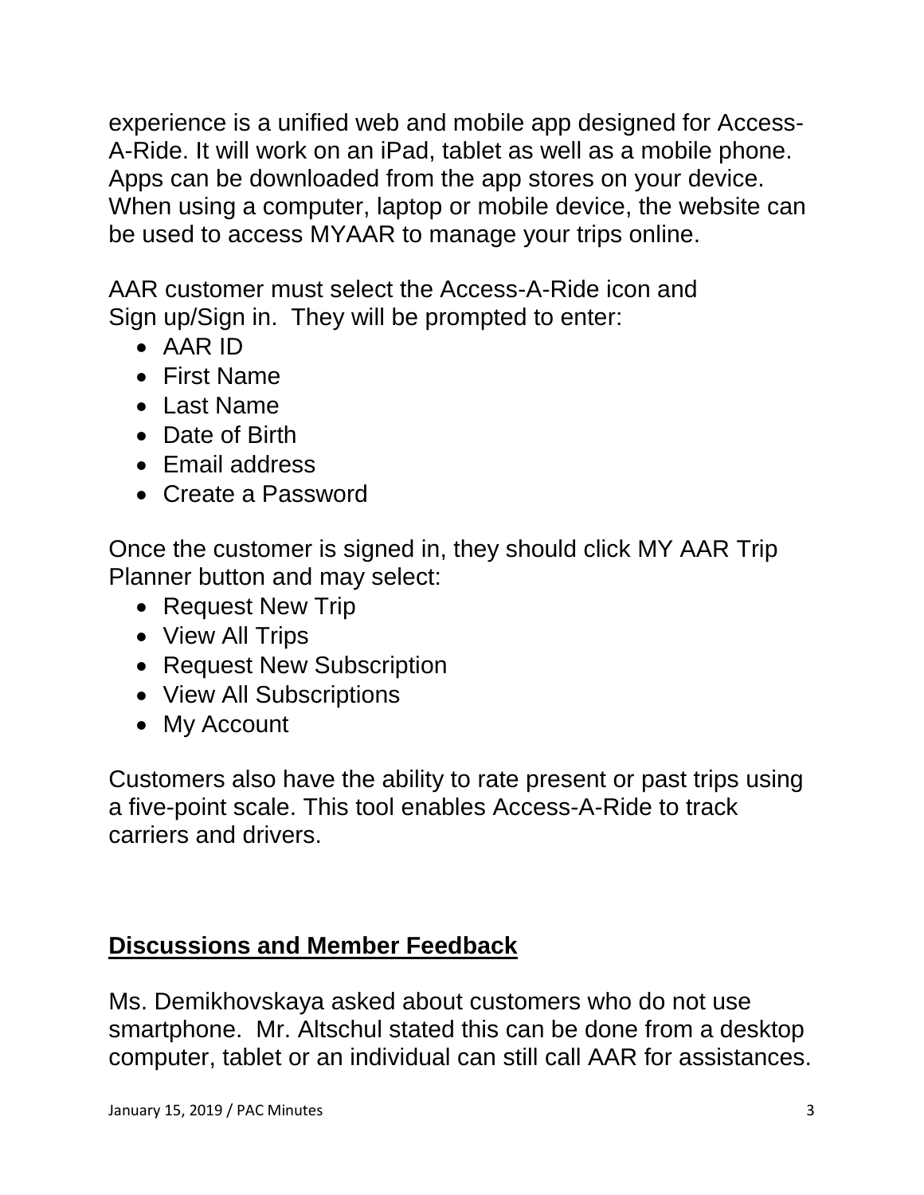experience is a unified web and mobile app designed for Access-A-Ride. It will work on an iPad, tablet as well as a mobile phone. Apps can be downloaded from the app stores on your device. When using a computer, laptop or mobile device, the website can be used to access MYAAR to manage your trips online.

AAR customer must select the Access-A-Ride icon and Sign up/Sign in. They will be prompted to enter:

- AAR ID
- First Name
- Last Name
- Date of Birth
- Email address
- Create a Password

Once the customer is signed in, they should click MY AAR Trip Planner button and may select:

- Request New Trip
- View All Trips
- Request New Subscription
- View All Subscriptions
- My Account

Customers also have the ability to rate present or past trips using a five-point scale. This tool enables Access-A-Ride to track carriers and drivers.

## **Discussions and Member Feedback**

Ms. Demikhovskaya asked about customers who do not use smartphone. Mr. Altschul stated this can be done from a desktop computer, tablet or an individual can still call AAR for assistances.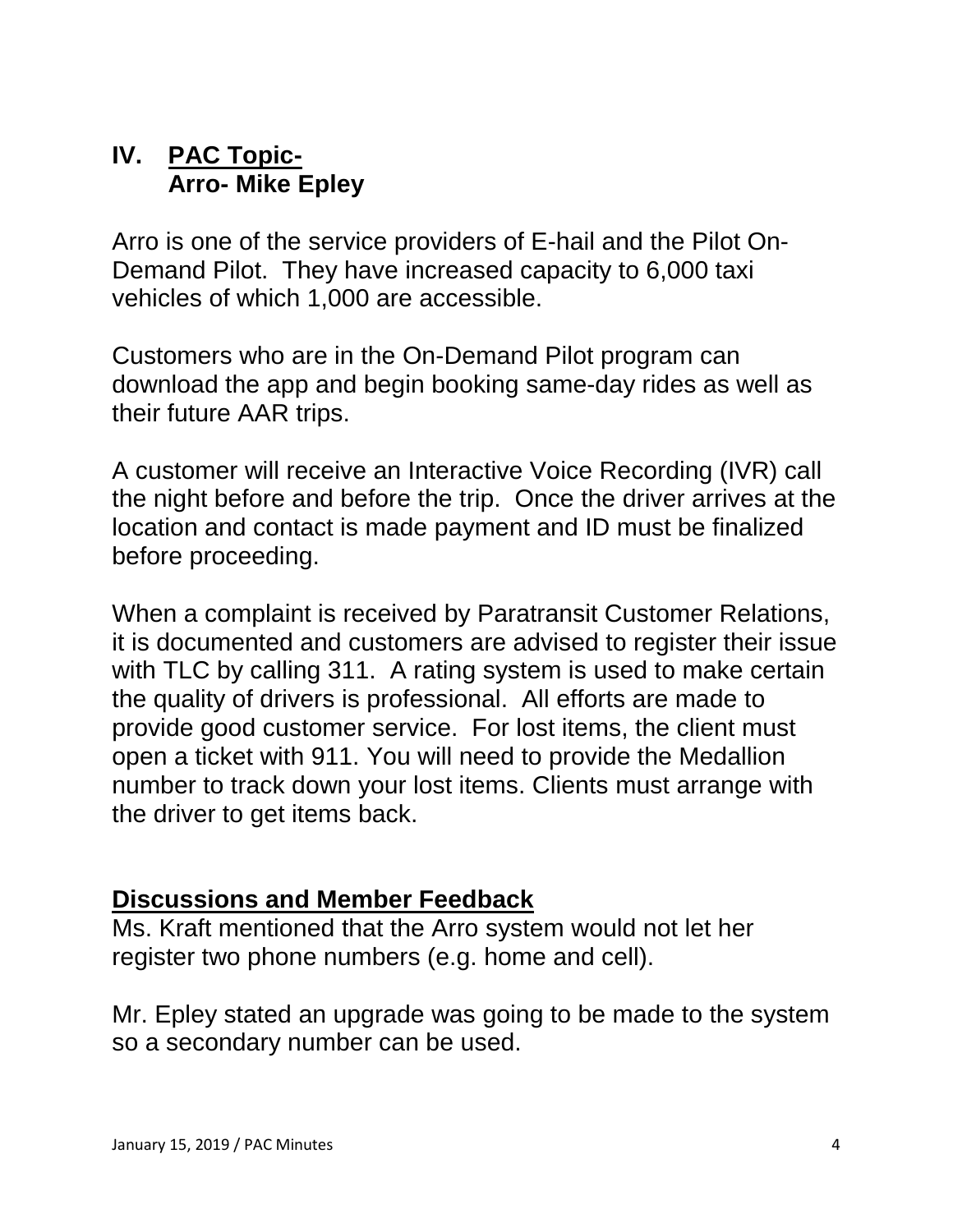## IV. PAC Topic-
**Arro- Mike Epley**

Arro is one of the service providers of E-hail and the Pilot On-Demand Pilot. They have increased capacity to 6,000 taxi vehicles of which 1,000 are accessible.

Customers who are in the On-Demand Pilot program can download the app and begin booking same-day rides as well as their future AAR trips.

A customer will receive an Interactive Voice Recording (IVR) call the night before and before the trip. Once the driver arrives at the location and contact is made payment and ID must be finalized before proceeding.

When a complaint is received by Paratransit Customer Relations, it is documented and customers are advised to register their issue with TLC by calling 311. A rating system is used to make certain the quality of drivers is professional. All efforts are made to provide good customer service. For lost items, the client must open a ticket with 911. You will need to provide the Medallion number to track down your lost items. Clients must arrange with the driver to get items back.

### Discussions and Member Feedback

Ms. Kraft mentioned that the Arro system would not let her register two phone numbers (e.g. home and cell).

Mr. Epley stated an upgrade was going to be made to the system so a secondary number can be used.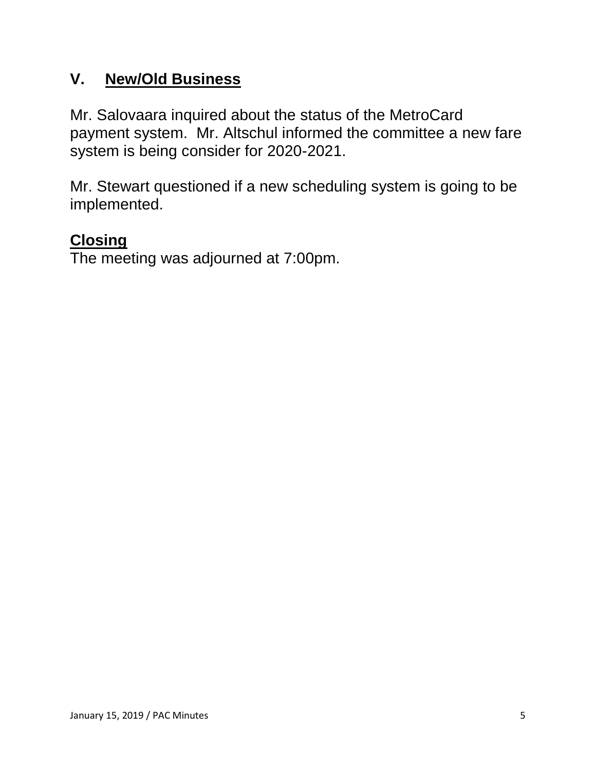## V. New/Old Business

Mr. Salovaara inquired about the status of the MetroCard payment system. Mr. Altschul informed the committee a new fare system is being consider for 2020-2021.

Mr. Stewart questioned if a new scheduling system is going to be implemented.

## Closing

The meeting was adjourned at 7:00pm.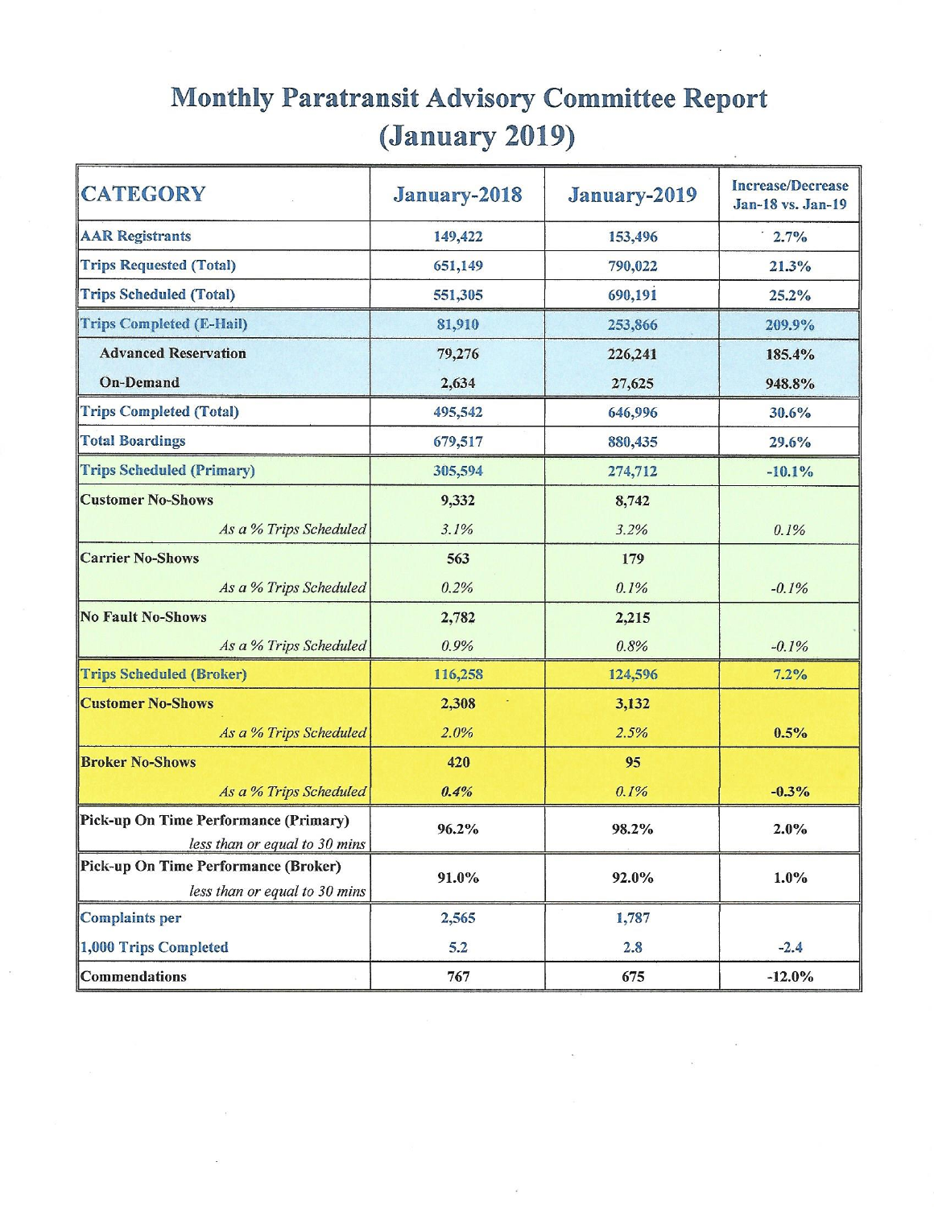# Monthly Paratransit Advisory Committee Report (January 2019)

| CATEGORY | January-2018 | January-2019 | Increase/Decrease Jan-18 vs. Jan-19 |
|---|---|---|---|
| AAR Registrants | 149,422 | 153,496 | 2.7% |
| Trips Requested (Total) | 651,149 | 790,022 | 21.3% |
| Trips Scheduled (Total) | 551,305 | 690,191 | 25.2% |
| Trips Completed (E-Hail) | 81,910 | 253,866 | 209.9% |
| Advanced Reservation | 79,276 | 226,241 | 185.4% |
| On-Demand | 2,634 | 27,625 | 948.8% |
| Trips Completed (Total) | 495,542 | 646,996 | 30.6% |
| Total Boardings | 679,517 | 880,435 | 29.6% |
| Trips Scheduled (Primary) | 305,594 | 274,712 | -10.1% |
| Customer No-Shows | 9,332 | 8,742 | |
| *As a % Trips Scheduled* | *3.1%* | *3.2%* | *0.1%* |
| Carrier No-Shows | 563 | 179 | |
| *As a % Trips Scheduled* | *0.2%* | *0.1%* | *-0.1%* |
| No Fault No-Shows | 2,782 | 2,215 | |
| *As a % Trips Scheduled* | *0.9%* | *0.8%* | *-0.1%* |
| Trips Scheduled (Broker) | 116,258 | 124,596 | 7.2% |
| Customer No-Shows | 2,308 | 3,132 | |
| *As a % Trips Scheduled* | *2.0%* | *2.5%* | 0.5% |
| Broker No-Shows | 420 | 95 | |
| *As a % Trips Scheduled* | ***0.4%*** | *0.1%* | -0.3% |
| Pick-up On Time Performance (Primary) *less than or equal to 30 mins* | 96.2% | 98.2% | 2.0% |
| Pick-up On Time Performance (Broker) *less than or equal to 30 mins* | 91.0% | 92.0% | 1.0% |
| Complaints per | 2,565 | 1,787 | |
| 1,000 Trips Completed | 5.2 | 2.8 | -2.4 |
| Commendations | 767 | 675 | -12.0% |